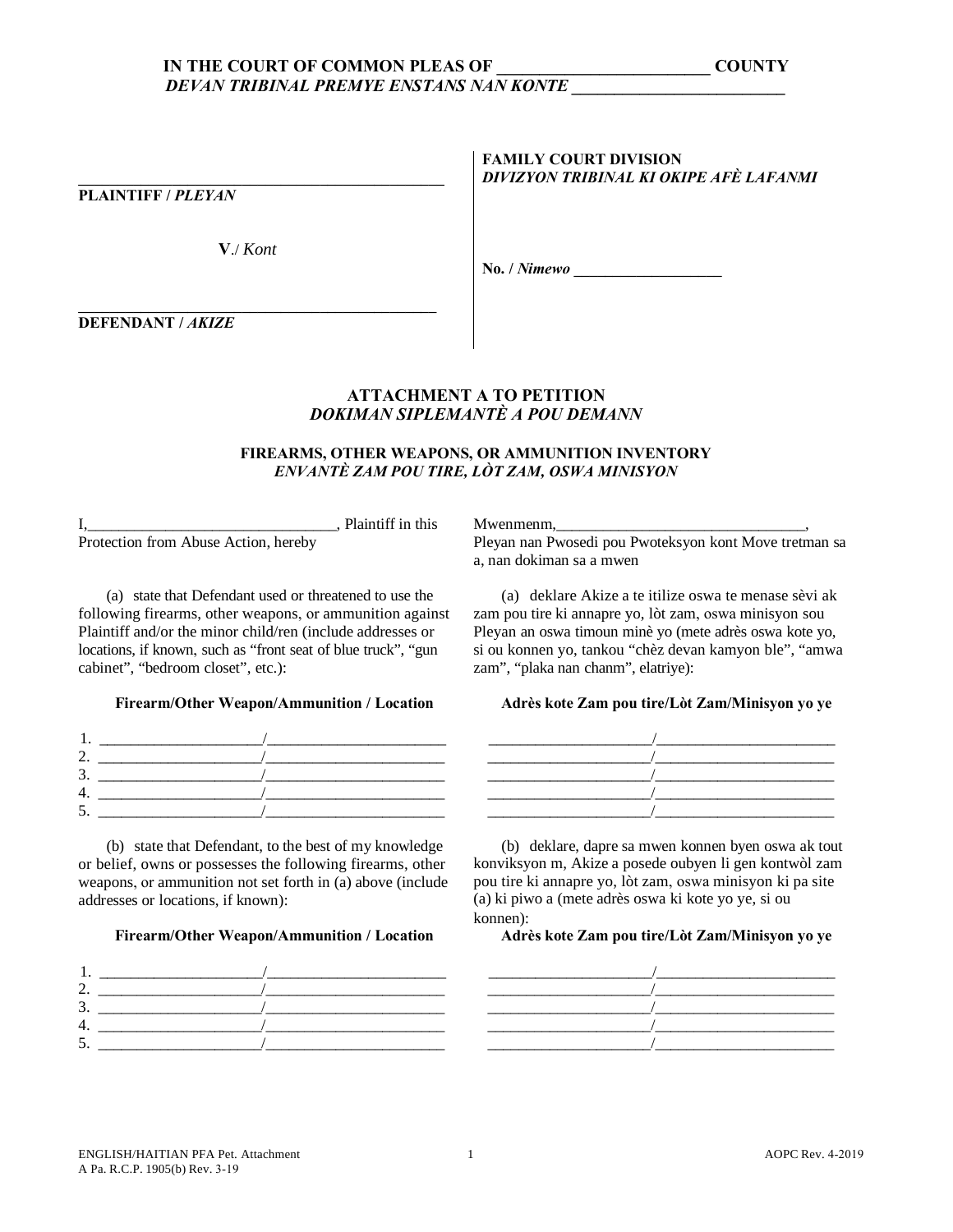**IN THE COURT OF COMMON PLEAS OF \_\_\_\_\_\_\_\_\_\_\_\_\_\_\_\_\_\_\_\_\_\_\_\_\_ COUNTY**
***DEVAN TRIBINAL PREMYE ENSTANS NAN KONTE \_\_\_\_\_\_\_\_\_\_\_\_\_\_\_\_\_\_\_\_\_\_\_\_\_***

\_\_\_\_\_\_\_\_\_\_\_\_\_\_\_\_\_\_\_\_\_\_\_\_\_\_\_\_\_\_\_\_\_\_\_\_\_\_\_\_\_\_\_\_\_\_
**PLAINTIFF /** ***PLEYAN***

**V**./ *Kont*

\_\_\_\_\_\_\_\_\_\_\_\_\_\_\_\_\_\_\_\_\_\_\_\_\_\_\_\_\_\_\_\_\_\_\_\_\_\_\_\_\_\_\_\_\_\_
**DEFENDANT /** ***AKIZE***

**FAMILY COURT DIVISION**
***DIVIZYON TRIBINAL KI OKIPE AFÈ LAFANMI***

**No. /** ***Nimewo*** \_\_\_\_\_\_\_\_\_\_\_\_\_\_\_\_\_\_\_

## ATTACHMENT A TO PETITION
## *DOKIMAN SIPLEMANTÈ A POU DEMANN*

### FIREARMS, OTHER WEAPONS, OR AMMUNITION INVENTORY
### *ENVANTÈ ZAM POU TIRE, LÒT ZAM, OSWA MINISYON*

I,\_\_\_\_\_\_\_\_\_\_\_\_\_\_\_\_\_\_\_\_\_\_\_\_\_\_\_\_\_\_\_\_, Plaintiff in this Protection from Abuse Action, hereby

Mwenmenm,\_\_\_\_\_\_\_\_\_\_\_\_\_\_\_\_\_\_\_\_\_\_\_\_\_\_\_\_\_\_\_\_, Pleyan nan Pwosedi pou Pwoteksyon kont Move tretman sa a, nan dokiman sa a mwen

(a) state that Defendant used or threatened to use the following firearms, other weapons, or ammunition against Plaintiff and/or the minor child/ren (include addresses or locations, if known, such as "front seat of blue truck", "gun cabinet", "bedroom closet", etc.):

(a) deklare Akize a te itilize oswa te menase sèvi ak zam pou tire ki annapre yo, lòt zam, oswa minisyon sou Pleyan an oswa timoun minè yo (mete adrès oswa kote yo, si ou konnen yo, tankou "chèz devan kamyon ble", "amwa zam", "plaka nan chanm", elatriye):

| | Firearm/Other Weapon/Ammunition / Location | Adrès kote Zam pou tire/Lòt Zam/Minisyon yo ye |
|---|---|---|
| 1. | \_\_\_\_\_\_\_\_\_\_\_\_\_\_\_\_\_\_\_\_\_/\_\_\_\_\_\_\_\_\_\_\_\_\_\_\_\_\_\_\_\_\_\_\_ | \_\_\_\_\_\_\_\_\_\_\_\_\_\_\_\_\_\_\_\_\_/\_\_\_\_\_\_\_\_\_\_\_\_\_\_\_\_\_\_\_\_\_\_\_ |
| 2. | \_\_\_\_\_\_\_\_\_\_\_\_\_\_\_\_\_\_\_\_\_/\_\_\_\_\_\_\_\_\_\_\_\_\_\_\_\_\_\_\_\_\_\_\_ | \_\_\_\_\_\_\_\_\_\_\_\_\_\_\_\_\_\_\_\_\_/\_\_\_\_\_\_\_\_\_\_\_\_\_\_\_\_\_\_\_\_\_\_\_ |
| 3. | \_\_\_\_\_\_\_\_\_\_\_\_\_\_\_\_\_\_\_\_\_/\_\_\_\_\_\_\_\_\_\_\_\_\_\_\_\_\_\_\_\_\_\_\_ | \_\_\_\_\_\_\_\_\_\_\_\_\_\_\_\_\_\_\_\_\_/\_\_\_\_\_\_\_\_\_\_\_\_\_\_\_\_\_\_\_\_\_\_\_ |
| 4. | \_\_\_\_\_\_\_\_\_\_\_\_\_\_\_\_\_\_\_\_\_/\_\_\_\_\_\_\_\_\_\_\_\_\_\_\_\_\_\_\_\_\_\_\_ | \_\_\_\_\_\_\_\_\_\_\_\_\_\_\_\_\_\_\_\_\_/\_\_\_\_\_\_\_\_\_\_\_\_\_\_\_\_\_\_\_\_\_\_\_ |
| 5. | \_\_\_\_\_\_\_\_\_\_\_\_\_\_\_\_\_\_\_\_\_/\_\_\_\_\_\_\_\_\_\_\_\_\_\_\_\_\_\_\_\_\_\_\_ | \_\_\_\_\_\_\_\_\_\_\_\_\_\_\_\_\_\_\_\_\_/\_\_\_\_\_\_\_\_\_\_\_\_\_\_\_\_\_\_\_\_\_\_\_ |

(b) state that Defendant, to the best of my knowledge or belief, owns or possesses the following firearms, other weapons, or ammunition not set forth in (a) above (include addresses or locations, if known):

(b) deklare, dapre sa mwen konnen byen oswa ak tout konviksyon m, Akize a posede oubyen li gen kontwòl zam pou tire ki annapre yo, lòt zam, oswa minisyon ki pa site (a) ki piwo a (mete adrès oswa ki kote yo ye, si ou konnen):

| | Firearm/Other Weapon/Ammunition / Location | Adrès kote Zam pou tire/Lòt Zam/Minisyon yo ye |
|---|---|---|
| 1. | \_\_\_\_\_\_\_\_\_\_\_\_\_\_\_\_\_\_\_\_\_/\_\_\_\_\_\_\_\_\_\_\_\_\_\_\_\_\_\_\_\_\_\_\_ | \_\_\_\_\_\_\_\_\_\_\_\_\_\_\_\_\_\_\_\_\_/\_\_\_\_\_\_\_\_\_\_\_\_\_\_\_\_\_\_\_\_\_\_\_ |
| 2. | \_\_\_\_\_\_\_\_\_\_\_\_\_\_\_\_\_\_\_\_\_/\_\_\_\_\_\_\_\_\_\_\_\_\_\_\_\_\_\_\_\_\_\_\_ | \_\_\_\_\_\_\_\_\_\_\_\_\_\_\_\_\_\_\_\_\_/\_\_\_\_\_\_\_\_\_\_\_\_\_\_\_\_\_\_\_\_\_\_\_ |
| 3. | \_\_\_\_\_\_\_\_\_\_\_\_\_\_\_\_\_\_\_\_\_/\_\_\_\_\_\_\_\_\_\_\_\_\_\_\_\_\_\_\_\_\_\_\_ | \_\_\_\_\_\_\_\_\_\_\_\_\_\_\_\_\_\_\_\_\_/\_\_\_\_\_\_\_\_\_\_\_\_\_\_\_\_\_\_\_\_\_\_\_ |
| 4. | \_\_\_\_\_\_\_\_\_\_\_\_\_\_\_\_\_\_\_\_\_/\_\_\_\_\_\_\_\_\_\_\_\_\_\_\_\_\_\_\_\_\_\_\_ | \_\_\_\_\_\_\_\_\_\_\_\_\_\_\_\_\_\_\_\_\_/\_\_\_\_\_\_\_\_\_\_\_\_\_\_\_\_\_\_\_\_\_\_\_ |
| 5. | \_\_\_\_\_\_\_\_\_\_\_\_\_\_\_\_\_\_\_\_\_/\_\_\_\_\_\_\_\_\_\_\_\_\_\_\_\_\_\_\_\_\_\_\_ | \_\_\_\_\_\_\_\_\_\_\_\_\_\_\_\_\_\_\_\_\_/\_\_\_\_\_\_\_\_\_\_\_\_\_\_\_\_\_\_\_\_\_\_\_ |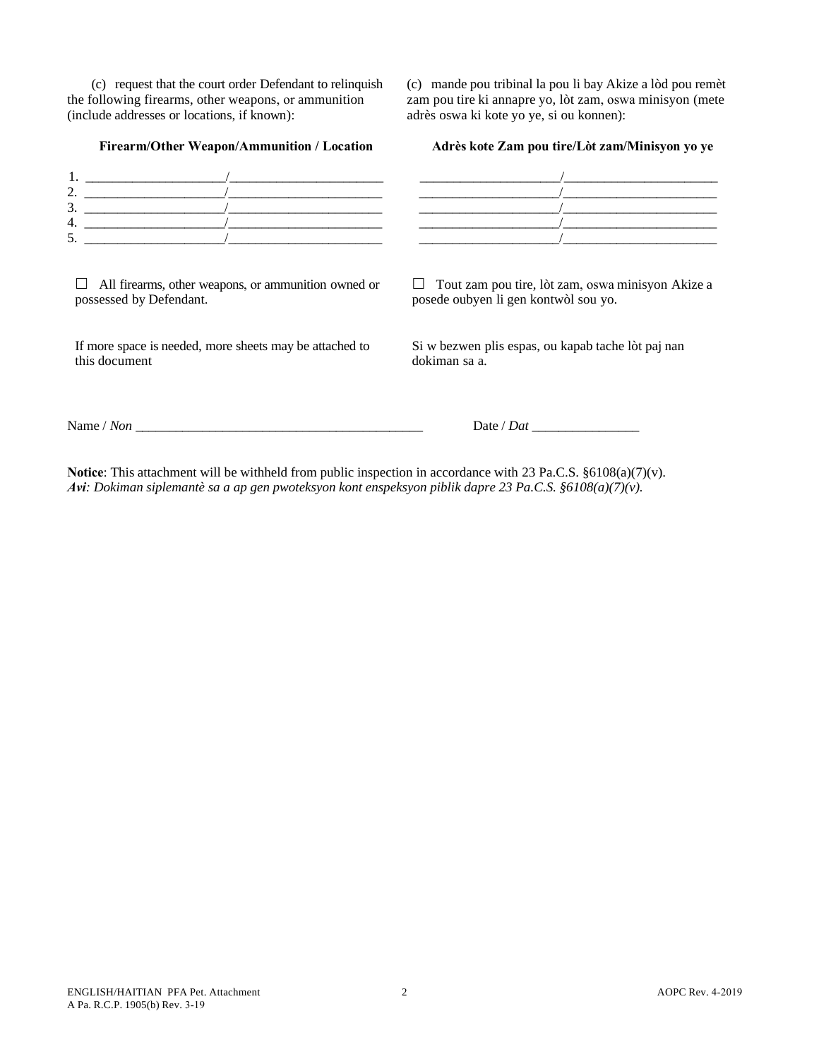(c) request that the court order Defendant to relinquish the following firearms, other weapons, or ammunition (include addresses or locations, if known):

(c) mande pou tribinal la pou li bay Akize a lòd pou remèt zam pou tire ki annapre yo, lòt zam, oswa minisyon (mete adrès oswa ki kote yo ye, si ou konnen):

**Firearm/Other Weapon/Ammunition / Location**

**Adrès kote Zam pou tire/Lòt zam/Minisyon yo ye**

1. ____________________/______________________
2. ____________________/______________________
3. ____________________/______________________
4. ____________________/______________________
5. ____________________/______________________

☐ All firearms, other weapons, or ammunition owned or possessed by Defendant.

☐ Tout zam pou tire, lòt zam, oswa minisyon Akize a posede oubyen li gen kontwòl sou yo.

If more space is needed, more sheets may be attached to this document

Si w bezwen plis espas, ou kapab tache lòt paj nan dokiman sa a.

Name / *Non* ___________________________________________ Date / *Dat* ________________

**Notice**: This attachment will be withheld from public inspection in accordance with 23 Pa.C.S. §6108(a)(7)(v).
***Avi****: Dokiman siplemantè sa a ap gen pwoteksyon kont enspeksyon piblik dapre 23 Pa.C.S. §6108(a)(7)(v).*

ENGLISH/HAITIAN PFA Pet. Attachment
A Pa. R.C.P. 1905(b) Rev. 3-19

AOPC Rev. 4-2019